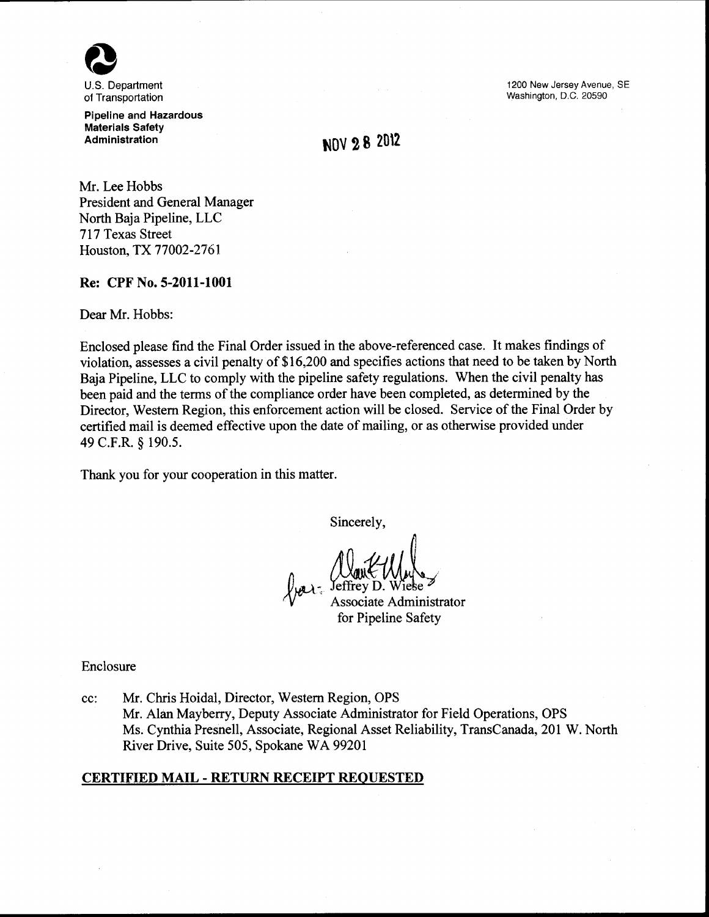U.S. Department of Transportation

**Pipeline and Hazardous Materials Safety Administration**

1200 New Jersey Avenue, SE
Washington, D.C. 20590

NOV 28 2012

Mr. Lee Hobbs
President and General Manager
North Baja Pipeline, LLC
717 Texas Street
Houston, TX 77002-2761

**Re: CPF No. 5-2011-1001**

Dear Mr. Hobbs:

Enclosed please find the Final Order issued in the above-referenced case. It makes findings of violation, assesses a civil penalty of $16,200 and specifies actions that need to be taken by North Baja Pipeline, LLC to comply with the pipeline safety regulations. When the civil penalty has been paid and the terms of the compliance order have been completed, as determined by the Director, Western Region, this enforcement action will be closed. Service of the Final Order by certified mail is deemed effective upon the date of mailing, or as otherwise provided under 49 C.F.R. § 190.5.

Thank you for your cooperation in this matter.

Sincerely,

for: Jeffrey D. Wiese
Associate Administrator
for Pipeline Safety

Enclosure

cc: Mr. Chris Hoidal, Director, Western Region, OPS
Mr. Alan Mayberry, Deputy Associate Administrator for Field Operations, OPS
Ms. Cynthia Presnell, Associate, Regional Asset Reliability, TransCanada, 201 W. North River Drive, Suite 505, Spokane WA 99201

**CERTIFIED MAIL - RETURN RECEIPT REQUESTED**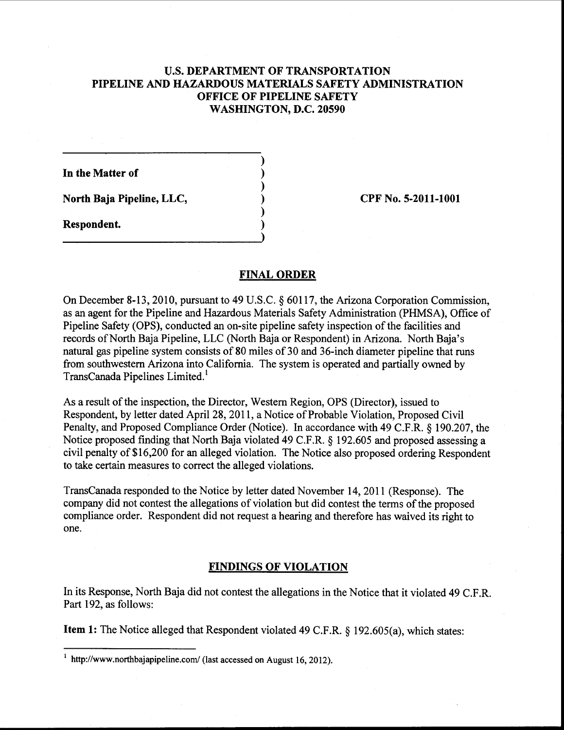**U.S. DEPARTMENT OF TRANSPORTATION**
**PIPELINE AND HAZARDOUS MATERIALS SAFETY ADMINISTRATION**
**OFFICE OF PIPELINE SAFETY**
**WASHINGTON, D.C. 20590**

| | | |
|---|---|---|
| **In the Matter of** | ) | |
| | ) | |
| **North Baja Pipeline, LLC,** | ) | **CPF No. 5-2011-1001** |
| | ) | |
| **Respondent.** | ) | |

## FINAL ORDER

On December 8-13, 2010, pursuant to 49 U.S.C. § 60117, the Arizona Corporation Commission, as an agent for the Pipeline and Hazardous Materials Safety Administration (PHMSA), Office of Pipeline Safety (OPS), conducted an on-site pipeline safety inspection of the facilities and records of North Baja Pipeline, LLC (North Baja or Respondent) in Arizona. North Baja's natural gas pipeline system consists of 80 miles of 30 and 36-inch diameter pipeline that runs from southwestern Arizona into California. The system is operated and partially owned by TransCanada Pipelines Limited.[1]

As a result of the inspection, the Director, Western Region, OPS (Director), issued to Respondent, by letter dated April 28, 2011, a Notice of Probable Violation, Proposed Civil Penalty, and Proposed Compliance Order (Notice). In accordance with 49 C.F.R. § 190.207, the Notice proposed finding that North Baja violated 49 C.F.R. § 192.605 and proposed assessing a civil penalty of $16,200 for an alleged violation. The Notice also proposed ordering Respondent to take certain measures to correct the alleged violations.

TransCanada responded to the Notice by letter dated November 14, 2011 (Response). The company did not contest the allegations of violation but did contest the terms of the proposed compliance order. Respondent did not request a hearing and therefore has waived its right to one.

## FINDINGS OF VIOLATION

In its Response, North Baja did not contest the allegations in the Notice that it violated 49 C.F.R. Part 192, as follows:

**Item 1:** The Notice alleged that Respondent violated 49 C.F.R. § 192.605(a), which states:

---

[1] http://www.northbajapipeline.com/ (last accessed on August 16, 2012).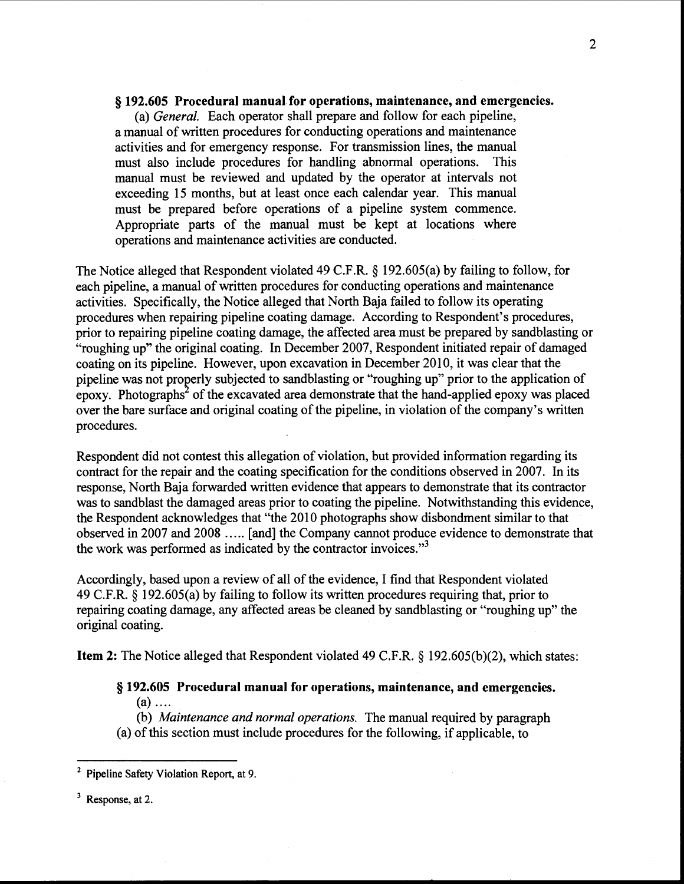**§ 192.605 Procedural manual for operations, maintenance, and emergencies.**

(a) *General.* Each operator shall prepare and follow for each pipeline, a manual of written procedures for conducting operations and maintenance activities and for emergency response. For transmission lines, the manual must also include procedures for handling abnormal operations. This manual must be reviewed and updated by the operator at intervals not exceeding 15 months, but at least once each calendar year. This manual must be prepared before operations of a pipeline system commence. Appropriate parts of the manual must be kept at locations where operations and maintenance activities are conducted.

The Notice alleged that Respondent violated 49 C.F.R. § 192.605(a) by failing to follow, for each pipeline, a manual of written procedures for conducting operations and maintenance activities. Specifically, the Notice alleged that North Baja failed to follow its operating procedures when repairing pipeline coating damage. According to Respondent's procedures, prior to repairing pipeline coating damage, the affected area must be prepared by sandblasting or "roughing up" the original coating. In December 2007, Respondent initiated repair of damaged coating on its pipeline. However, upon excavation in December 2010, it was clear that the pipeline was not properly subjected to sandblasting or "roughing up" prior to the application of epoxy. Photographs[2] of the excavated area demonstrate that the hand-applied epoxy was placed over the bare surface and original coating of the pipeline, in violation of the company's written procedures.

Respondent did not contest this allegation of violation, but provided information regarding its contract for the repair and the coating specification for the conditions observed in 2007. In its response, North Baja forwarded written evidence that appears to demonstrate that its contractor was to sandblast the damaged areas prior to coating the pipeline. Notwithstanding this evidence, the Respondent acknowledges that "the 2010 photographs show disbondment similar to that observed in 2007 and 2008 ..... [and] the Company cannot produce evidence to demonstrate that the work was performed as indicated by the contractor invoices."[3]

Accordingly, based upon a review of all of the evidence, I find that Respondent violated 49 C.F.R. § 192.605(a) by failing to follow its written procedures requiring that, prior to repairing coating damage, any affected areas be cleaned by sandblasting or "roughing up" the original coating.

**Item 2:** The Notice alleged that Respondent violated 49 C.F.R. § 192.605(b)(2), which states:

**§ 192.605 Procedural manual for operations, maintenance, and emergencies.**

(a) ....

(b) *Maintenance and normal operations.* The manual required by paragraph (a) of this section must include procedures for the following, if applicable, to

---

[2] Pipeline Safety Violation Report, at 9.

[3] Response, at 2.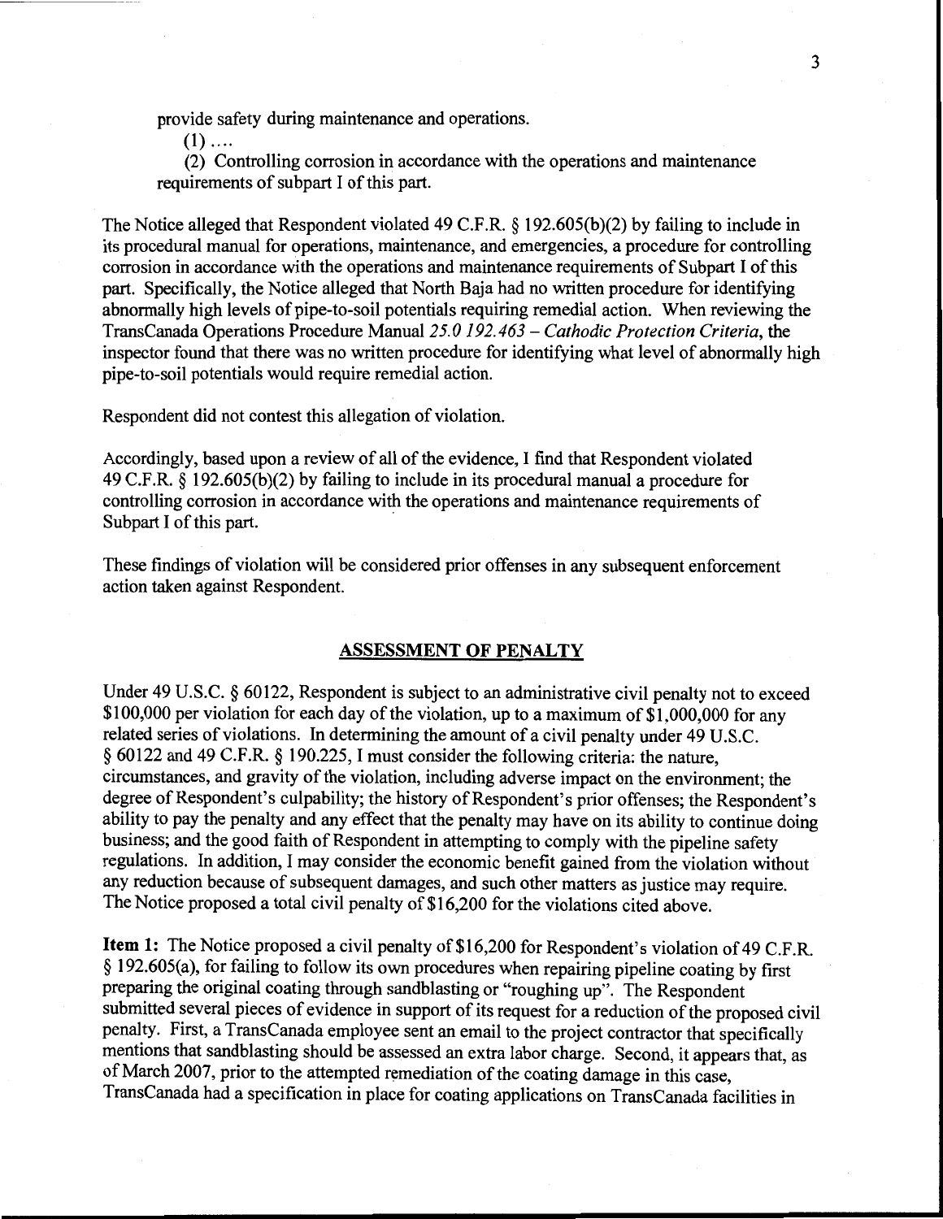provide safety during maintenance and operations.

(1) ....

(2) Controlling corrosion in accordance with the operations and maintenance requirements of subpart I of this part.

The Notice alleged that Respondent violated 49 C.F.R. § 192.605(b)(2) by failing to include in its procedural manual for operations, maintenance, and emergencies, a procedure for controlling corrosion in accordance with the operations and maintenance requirements of Subpart I of this part. Specifically, the Notice alleged that North Baja had no written procedure for identifying abnormally high levels of pipe-to-soil potentials requiring remedial action. When reviewing the TransCanada Operations Procedure Manual *25.0 192.463 – Cathodic Protection Criteria*, the inspector found that there was no written procedure for identifying what level of abnormally high pipe-to-soil potentials would require remedial action.

Respondent did not contest this allegation of violation.

Accordingly, based upon a review of all of the evidence, I find that Respondent violated 49 C.F.R. § 192.605(b)(2) by failing to include in its procedural manual a procedure for controlling corrosion in accordance with the operations and maintenance requirements of Subpart I of this part.

These findings of violation will be considered prior offenses in any subsequent enforcement action taken against Respondent.

## ASSESSMENT OF PENALTY

Under 49 U.S.C. § 60122, Respondent is subject to an administrative civil penalty not to exceed $100,000 per violation for each day of the violation, up to a maximum of $1,000,000 for any related series of violations. In determining the amount of a civil penalty under 49 U.S.C. § 60122 and 49 C.F.R. § 190.225, I must consider the following criteria: the nature, circumstances, and gravity of the violation, including adverse impact on the environment; the degree of Respondent's culpability; the history of Respondent's prior offenses; the Respondent's ability to pay the penalty and any effect that the penalty may have on its ability to continue doing business; and the good faith of Respondent in attempting to comply with the pipeline safety regulations. In addition, I may consider the economic benefit gained from the violation without any reduction because of subsequent damages, and such other matters as justice may require. The Notice proposed a total civil penalty of $16,200 for the violations cited above.

**Item 1:** The Notice proposed a civil penalty of $16,200 for Respondent's violation of 49 C.F.R. § 192.605(a), for failing to follow its own procedures when repairing pipeline coating by first preparing the original coating through sandblasting or "roughing up". The Respondent submitted several pieces of evidence in support of its request for a reduction of the proposed civil penalty. First, a TransCanada employee sent an email to the project contractor that specifically mentions that sandblasting should be assessed an extra labor charge. Second, it appears that, as of March 2007, prior to the attempted remediation of the coating damage in this case, TransCanada had a specification in place for coating applications on TransCanada facilities in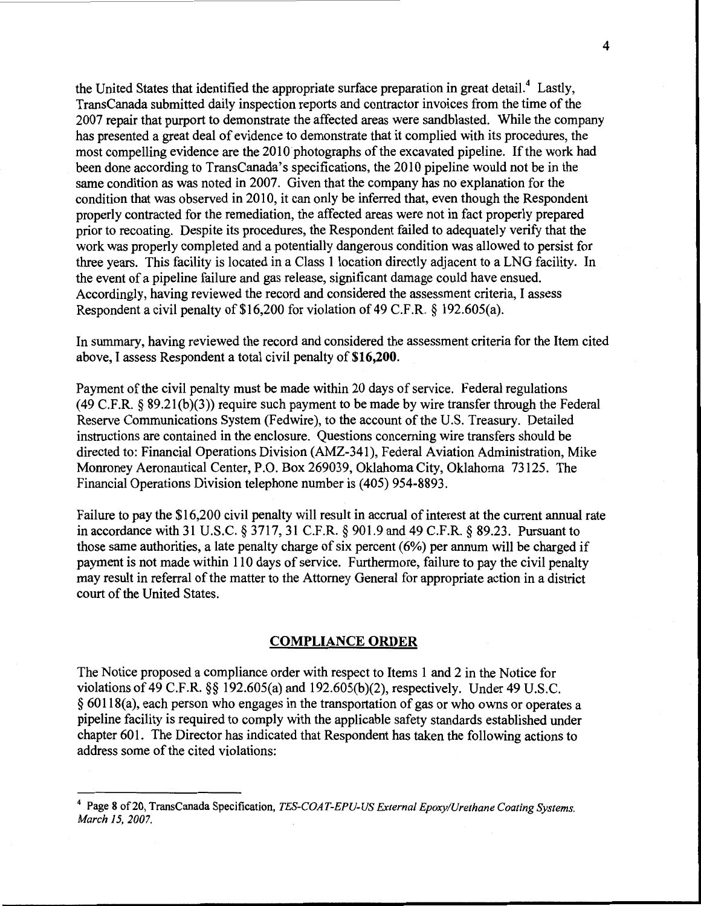the United States that identified the appropriate surface preparation in great detail.[4] Lastly, TransCanada submitted daily inspection reports and contractor invoices from the time of the 2007 repair that purport to demonstrate the affected areas were sandblasted. While the company has presented a great deal of evidence to demonstrate that it complied with its procedures, the most compelling evidence are the 2010 photographs of the excavated pipeline. If the work had been done according to TransCanada's specifications, the 2010 pipeline would not be in the same condition as was noted in 2007. Given that the company has no explanation for the condition that was observed in 2010, it can only be inferred that, even though the Respondent properly contracted for the remediation, the affected areas were not in fact properly prepared prior to recoating. Despite its procedures, the Respondent failed to adequately verify that the work was properly completed and a potentially dangerous condition was allowed to persist for three years. This facility is located in a Class 1 location directly adjacent to a LNG facility. In the event of a pipeline failure and gas release, significant damage could have ensued. Accordingly, having reviewed the record and considered the assessment criteria, I assess Respondent a civil penalty of $16,200 for violation of 49 C.F.R. § 192.605(a).

In summary, having reviewed the record and considered the assessment criteria for the Item cited above, I assess Respondent a total civil penalty of **$16,200**.

Payment of the civil penalty must be made within 20 days of service. Federal regulations (49 C.F.R. § 89.21(b)(3)) require such payment to be made by wire transfer through the Federal Reserve Communications System (Fedwire), to the account of the U.S. Treasury. Detailed instructions are contained in the enclosure. Questions concerning wire transfers should be directed to: Financial Operations Division (AMZ-341), Federal Aviation Administration, Mike Monroney Aeronautical Center, P.O. Box 269039, Oklahoma City, Oklahoma 73125. The Financial Operations Division telephone number is (405) 954-8893.

Failure to pay the $16,200 civil penalty will result in accrual of interest at the current annual rate in accordance with 31 U.S.C. § 3717, 31 C.F.R. § 901.9 and 49 C.F.R. § 89.23. Pursuant to those same authorities, a late penalty charge of six percent (6%) per annum will be charged if payment is not made within 110 days of service. Furthermore, failure to pay the civil penalty may result in referral of the matter to the Attorney General for appropriate action in a district court of the United States.

## COMPLIANCE ORDER

The Notice proposed a compliance order with respect to Items 1 and 2 in the Notice for violations of 49 C.F.R. §§ 192.605(a) and 192.605(b)(2), respectively. Under 49 U.S.C. § 60118(a), each person who engages in the transportation of gas or who owns or operates a pipeline facility is required to comply with the applicable safety standards established under chapter 601. The Director has indicated that Respondent has taken the following actions to address some of the cited violations:

---

[4] Page 8 of 20, TransCanada Specification, *TES-COAT-EPU-US External Epoxy/Urethane Coating Systems. March 15, 2007.*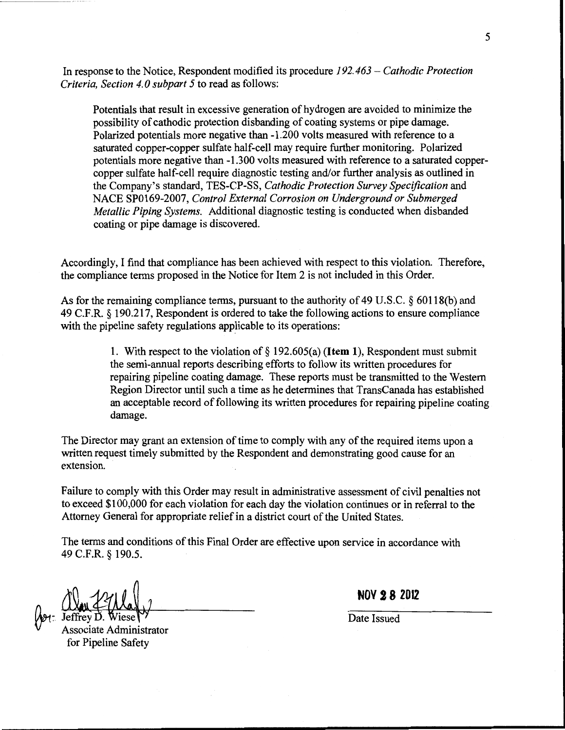In response to the Notice, Respondent modified its procedure *192.463 – Cathodic Protection Criteria, Section 4.0 subpart 5* to read as follows:

> Potentials that result in excessive generation of hydrogen are avoided to minimize the possibility of cathodic protection disbanding of coating systems or pipe damage. Polarized potentials more negative than -1.200 volts measured with reference to a saturated copper-copper sulfate half-cell may require further monitoring. Polarized potentials more negative than -1.300 volts measured with reference to a saturated copper-copper sulfate half-cell require diagnostic testing and/or further analysis as outlined in the Company's standard, TES-CP-SS, *Cathodic Protection Survey Specification* and NACE SP0169-2007, *Control External Corrosion on Underground or Submerged Metallic Piping Systems.* Additional diagnostic testing is conducted when disbanded coating or pipe damage is discovered.

Accordingly, I find that compliance has been achieved with respect to this violation. Therefore, the compliance terms proposed in the Notice for Item 2 is not included in this Order.

As for the remaining compliance terms, pursuant to the authority of 49 U.S.C. § 60118(b) and 49 C.F.R. § 190.217, Respondent is ordered to take the following actions to ensure compliance with the pipeline safety regulations applicable to its operations:

> 1. With respect to the violation of § 192.605(a) (**Item 1**), Respondent must submit the semi-annual reports describing efforts to follow its written procedures for repairing pipeline coating damage. These reports must be transmitted to the Western Region Director until such a time as he determines that TransCanada has established an acceptable record of following its written procedures for repairing pipeline coating damage.

The Director may grant an extension of time to comply with any of the required items upon a written request timely submitted by the Respondent and demonstrating good cause for an extension.

Failure to comply with this Order may result in administrative assessment of civil penalties not to exceed $100,000 for each violation for each day the violation continues or in referral to the Attorney General for appropriate relief in a district court of the United States.

The terms and conditions of this Final Order are effective upon service in accordance with 49 C.F.R. § 190.5.

For: Jeffrey D. Wiese
Associate Administrator
for Pipeline Safety

NOV 28 2012

Date Issued